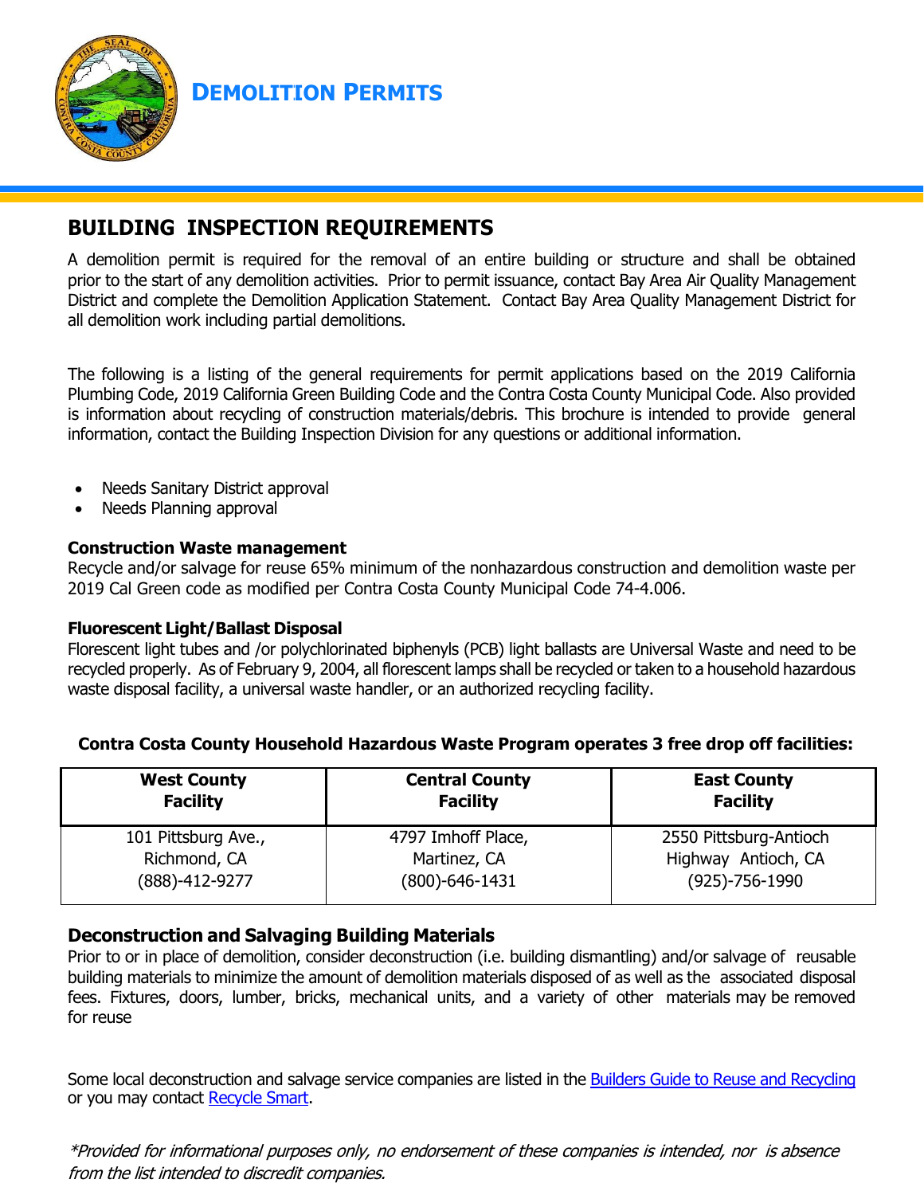# DEMOLITION PERMITS

## BUILDING INSPECTION REQUIREMENTS

A demolition permit is required for the removal of an entire building or structure and shall be obtained prior to the start of any demolition activities. Prior to permit issuance, contact Bay Area Air Quality Management District and complete the Demolition Application Statement. Contact Bay Area Quality Management District for all demolition work including partial demolitions.

The following is a listing of the general requirements for permit applications based on the 2019 California Plumbing Code, 2019 California Green Building Code and the Contra Costa County Municipal Code. Also provided is information about recycling of construction materials/debris. This brochure is intended to provide general information, contact the Building Inspection Division for any questions or additional information.

- Needs Sanitary District approval
- Needs Planning approval

**Construction Waste management**

Recycle and/or salvage for reuse 65% minimum of the nonhazardous construction and demolition waste per 2019 Cal Green code as modified per Contra Costa County Municipal Code 74-4.006.

**Fluorescent Light/Ballast Disposal**

Florescent light tubes and /or polychlorinated biphenyls (PCB) light ballasts are Universal Waste and need to be recycled properly. As of February 9, 2004, all florescent lamps shall be recycled or taken to a household hazardous waste disposal facility, a universal waste handler, or an authorized recycling facility.

**Contra Costa County Household Hazardous Waste Program operates 3 free drop off facilities:**

| West County Facility | Central County Facility | East County Facility |
|---|---|---|
| 101 Pittsburg Ave., Richmond, CA (888)-412-9277 | 4797 Imhoff Place, Martinez, CA (800)-646-1431 | 2550 Pittsburg-Antioch Highway Antioch, CA (925)-756-1990 |

### Deconstruction and Salvaging Building Materials

Prior to or in place of demolition, consider deconstruction (i.e. building dismantling) and/or salvage of reusable building materials to minimize the amount of demolition materials disposed of as well as the associated disposal fees. Fixtures, doors, lumber, bricks, mechanical units, and a variety of other materials may be removed for reuse

Some local deconstruction and salvage service companies are listed in the Builders Guide to Reuse and Recycling or you may contact Recycle Smart.

*\*Provided for informational purposes only, no endorsement of these companies is intended, nor is absence from the list intended to discredit companies.*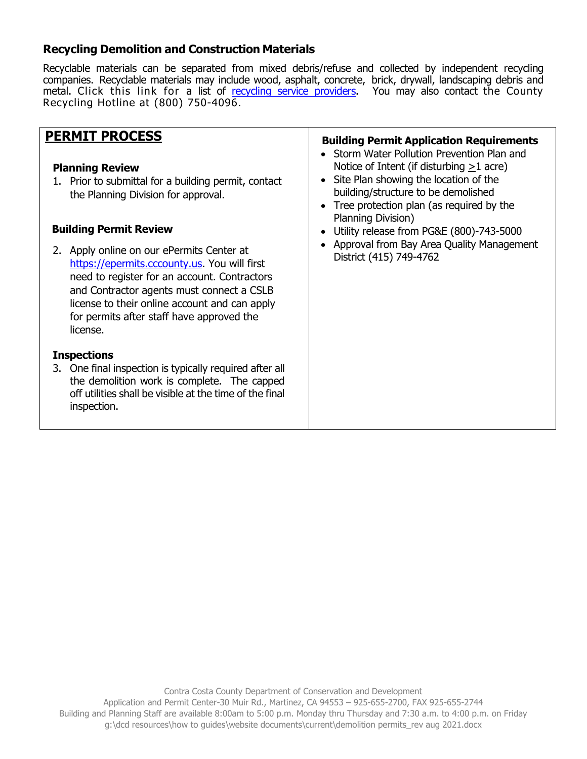### Recycling Demolition and Construction Materials

Recyclable materials can be separated from mixed debris/refuse and collected by independent recycling companies. Recyclable materials may include wood, asphalt, concrete, brick, drywall, landscaping debris and metal. Click this link for a list of recycling service providers. You may also contact the County Recycling Hotline at (800) 750-4096.

## PERMIT PROCESS

**Planning Review**

1. Prior to submittal for a building permit, contact the Planning Division for approval.

**Building Permit Review**

2. Apply online on our ePermits Center at https://epermits.cccounty.us. You will first need to register for an account. Contractors and Contractor agents must connect a CSLB license to their online account and can apply for permits after staff have approved the license.

**Inspections**

3. One final inspection is typically required after all the demolition work is complete. The capped off utilities shall be visible at the time of the final inspection.

**Building Permit Application Requirements**

- Storm Water Pollution Prevention Plan and Notice of Intent (if disturbing $\geq$1 acre)
- Site Plan showing the location of the building/structure to be demolished
- Tree protection plan (as required by the Planning Division)
- Utility release from PG&E (800)-743-5000
- Approval from Bay Area Quality Management District (415) 749-4762

Contra Costa County Department of Conservation and Development
Application and Permit Center-30 Muir Rd., Martinez, CA 94553 – 925-655-2700, FAX 925-655-2744
Building and Planning Staff are available 8:00am to 5:00 p.m. Monday thru Thursday and 7:30 a.m. to 4:00 p.m. on Friday